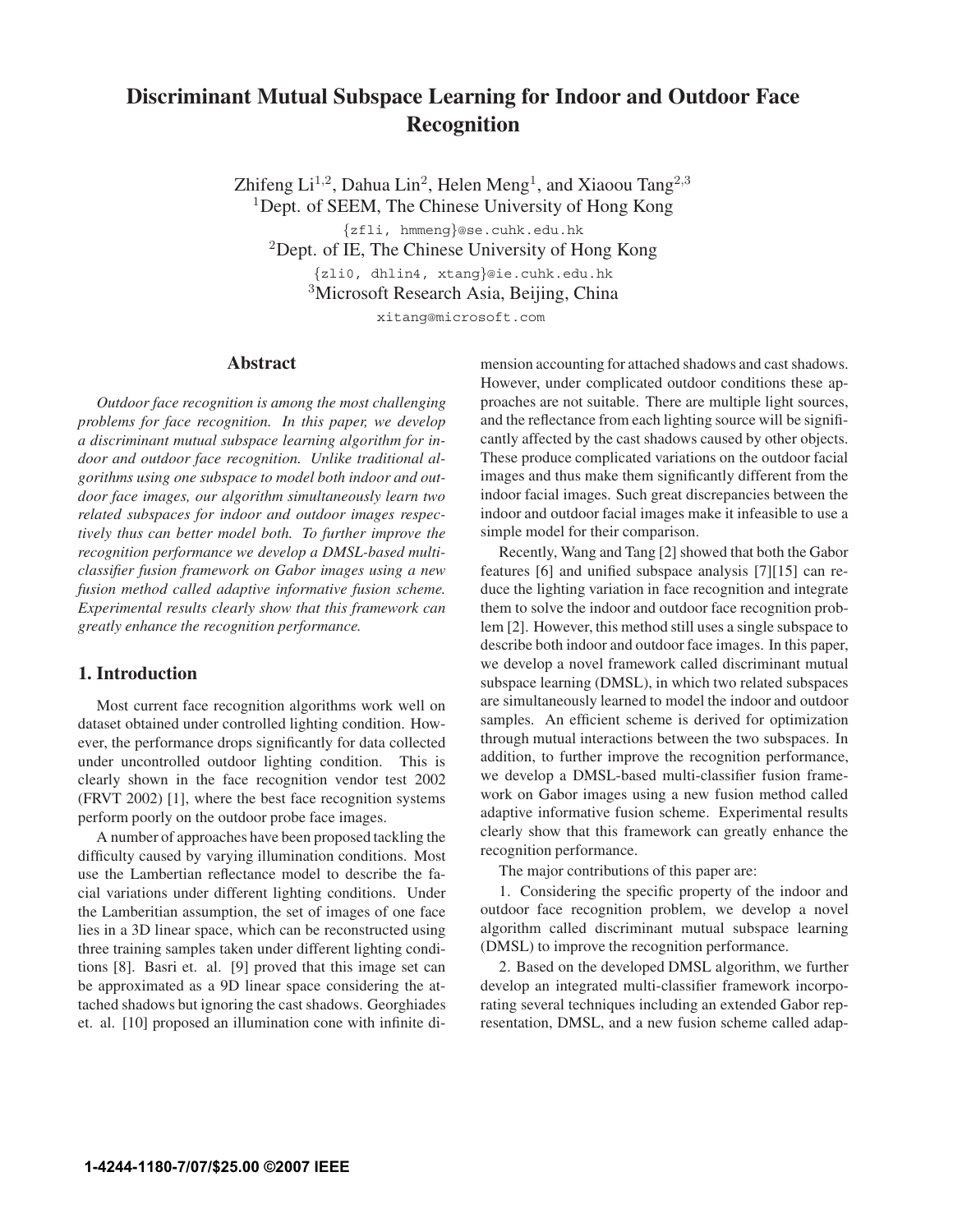# Discriminant Mutual Subspace Learning for Indoor and Outdoor Face Recognition

Zhifeng Li[1,2], Dahua Lin[2], Helen Meng[1], and Xiaoou Tang[2,3]
[1]Dept. of SEEM, The Chinese University of Hong Kong
{zfli, hmmeng}@se.cuhk.edu.hk
[2]Dept. of IE, The Chinese University of Hong Kong
{zli0, dhlin4, xtang}@ie.cuhk.edu.hk
[3]Microsoft Research Asia, Beijing, China
xitang@microsoft.com

## Abstract

*Outdoor face recognition is among the most challenging problems for face recognition. In this paper, we develop a discriminant mutual subspace learning algorithm for indoor and outdoor face recognition. Unlike traditional algorithms using one subspace to model both indoor and outdoor face images, our algorithm simultaneously learn two related subspaces for indoor and outdoor images respectively thus can better model both. To further improve the recognition performance we develop a DMSL-based multi-classifier fusion framework on Gabor images using a new fusion method called adaptive informative fusion scheme. Experimental results clearly show that this framework can greatly enhance the recognition performance.*

## 1. Introduction

Most current face recognition algorithms work well on dataset obtained under controlled lighting condition. However, the performance drops significantly for data collected under uncontrolled outdoor lighting condition. This is clearly shown in the face recognition vendor test 2002 (FRVT 2002) [1], where the best face recognition systems perform poorly on the outdoor probe face images.

A number of approaches have been proposed tackling the difficulty caused by varying illumination conditions. Most use the Lambertian reflectance model to describe the facial variations under different lighting conditions. Under the Lamberitian assumption, the set of images of one face lies in a 3D linear space, which can be reconstructed using three training samples taken under different lighting conditions [8]. Basri et. al. [9] proved that this image set can be approximated as a 9D linear space considering the attached shadows but ignoring the cast shadows. Georghiades et. al. [10] proposed an illumination cone with infinite dimension accounting for attached shadows and cast shadows. However, under complicated outdoor conditions these approaches are not suitable. There are multiple light sources, and the reflectance from each lighting source will be significantly affected by the cast shadows caused by other objects. These produce complicated variations on the outdoor facial images and thus make them significantly different from the indoor facial images. Such great discrepancies between the indoor and outdoor facial images make it infeasible to use a simple model for their comparison.

Recently, Wang and Tang [2] showed that both the Gabor features [6] and unified subspace analysis [7][15] can reduce the lighting variation in face recognition and integrate them to solve the indoor and outdoor face recognition problem [2]. However, this method still uses a single subspace to describe both indoor and outdoor face images. In this paper, we develop a novel framework called discriminant mutual subspace learning (DMSL), in which two related subspaces are simultaneously learned to model the indoor and outdoor samples. An efficient scheme is derived for optimization through mutual interactions between the two subspaces. In addition, to further improve the recognition performance, we develop a DMSL-based multi-classifier fusion framework on Gabor images using a new fusion method called adaptive informative fusion scheme. Experimental results clearly show that this framework can greatly enhance the recognition performance.

The major contributions of this paper are:

1. Considering the specific property of the indoor and outdoor face recognition problem, we develop a novel algorithm called discriminant mutual subspace learning (DMSL) to improve the recognition performance.

2. Based on the developed DMSL algorithm, we further develop an integrated multi-classifier framework incorporating several techniques including an extended Gabor representation, DMSL, and a new fusion scheme called adap-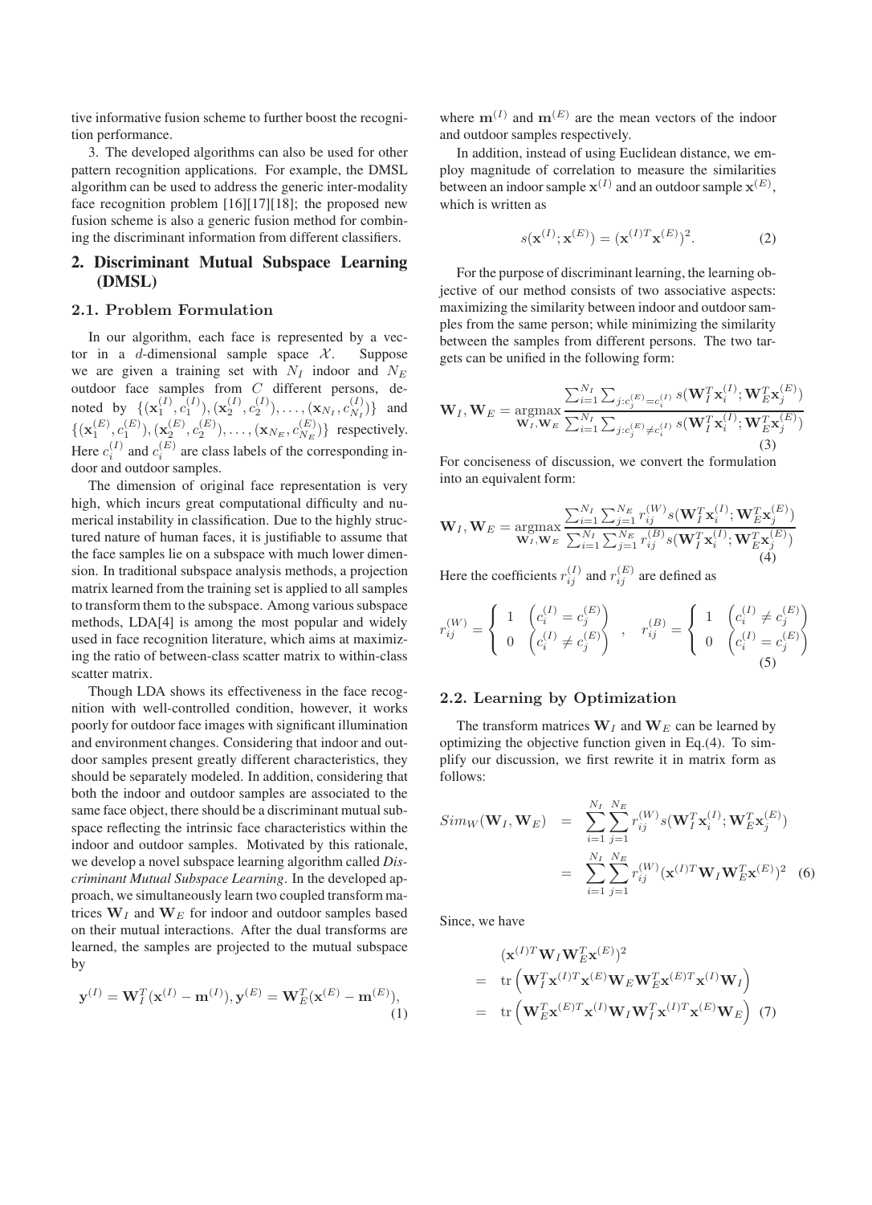tive informative fusion scheme to further boost the recognition performance.

3. The developed algorithms can also be used for other pattern recognition applications. For example, the DMSL algorithm can be used to address the generic inter-modality face recognition problem [16][17][18]; the proposed new fusion scheme is also a generic fusion method for combining the discriminant information from different classifiers.

## 2. Discriminant Mutual Subspace Learning (DMSL)

### 2.1. Problem Formulation

In our algorithm, each face is represented by a vector in a $d$-dimensional sample space $\mathcal{X}$. Suppose we are given a training set with $N_I$ indoor and $N_E$ outdoor face samples from $C$ different persons, denoted by $\{(\mathbf{x}_1^{(I)}, c_1^{(I)}), (\mathbf{x}_2^{(I)}, c_2^{(I)}), \ldots, (\mathbf{x}_{N_I}, c_{N_I}^{(I)})\}$ and $\{(\mathbf{x}_1^{(E)}, c_1^{(E)}), (\mathbf{x}_2^{(E)}, c_2^{(E)}), \ldots, (\mathbf{x}_{N_E}, c_{N_E}^{(E)})\}$ respectively. Here $c_i^{(I)}$ and $c_i^{(E)}$ are class labels of the corresponding indoor and outdoor samples.

The dimension of original face representation is very high, which incurs great computational difficulty and numerical instability in classification. Due to the highly structured nature of human faces, it is justifiable to assume that the face samples lie on a subspace with much lower dimension. In traditional subspace analysis methods, a projection matrix learned from the training set is applied to all samples to transform them to the subspace. Among various subspace methods, LDA[4] is among the most popular and widely used in face recognition literature, which aims at maximizing the ratio of between-class scatter matrix to within-class scatter matrix.

Though LDA shows its effectiveness in the face recognition with well-controlled condition, however, it works poorly for outdoor face images with significant illumination and environment changes. Considering that indoor and outdoor samples present greatly different characteristics, they should be separately modeled. In addition, considering that both the indoor and outdoor samples are associated to the same face object, there should be a discriminant mutual subspace reflecting the intrinsic face characteristics within the indoor and outdoor samples. Motivated by this rationale, we develop a novel subspace learning algorithm called *Discriminant Mutual Subspace Learning*. In the developed approach, we simultaneously learn two coupled transform matrices $\mathbf{W}_I$ and $\mathbf{W}_E$ for indoor and outdoor samples based on their mutual interactions. After the dual transforms are learned, the samples are projected to the mutual subspace by

$$\mathbf{y}^{(I)} = \mathbf{W}_I^T(\mathbf{x}^{(I)} - \mathbf{m}^{(I)}), \mathbf{y}^{(E)} = \mathbf{W}_E^T(\mathbf{x}^{(E)} - \mathbf{m}^{(E)}), \tag{1}$$

where $\mathbf{m}^{(I)}$ and $\mathbf{m}^{(E)}$ are the mean vectors of the indoor and outdoor samples respectively.

In addition, instead of using Euclidean distance, we employ magnitude of correlation to measure the similarities between an indoor sample $\mathbf{x}^{(I)}$ and an outdoor sample $\mathbf{x}^{(E)}$, which is written as

$$s(\mathbf{x}^{(I)}; \mathbf{x}^{(E)}) = (\mathbf{x}^{(I)T}\mathbf{x}^{(E)})^2. \tag{2}$$

For the purpose of discriminant learning, the learning objective of our method consists of two associative aspects: maximizing the similarity between indoor and outdoor samples from the same person; while minimizing the similarity between the samples from different persons. The two targets can be unified in the following form:

$$\mathbf{W}_I, \mathbf{W}_E = \underset{\mathbf{W}_I, \mathbf{W}_E}{\operatorname{argmax}} \frac{\sum_{i=1}^{N_I}\sum_{j:c_j^{(E)}=c_i^{(I)}} s(\mathbf{W}_I^T\mathbf{x}_i^{(I)}; \mathbf{W}_E^T\mathbf{x}_j^{(E)})}{\sum_{i=1}^{N_I}\sum_{j:c_j^{(E)}\neq c_i^{(I)}} s(\mathbf{W}_I^T\mathbf{x}_i^{(I)}; \mathbf{W}_E^T\mathbf{x}_j^{(E)})} \tag{3}$$

For conciseness of discussion, we convert the formulation into an equivalent form:

$$\mathbf{W}_I, \mathbf{W}_E = \underset{\mathbf{W}_I, \mathbf{W}_E}{\operatorname{argmax}} \frac{\sum_{i=1}^{N_I}\sum_{j=1}^{N_E} r_{ij}^{(W)} s(\mathbf{W}_I^T\mathbf{x}_i^{(I)}; \mathbf{W}_E^T\mathbf{x}_j^{(E)})}{\sum_{i=1}^{N_I}\sum_{j=1}^{N_E} r_{ij}^{(B)} s(\mathbf{W}_I^T\mathbf{x}_i^{(I)}; \mathbf{W}_E^T\mathbf{x}_j^{(E)})} \tag{4}$$

Here the coefficients $r_{ij}^{(I)}$ and $r_{ij}^{(E)}$ are defined as

$$r_{ij}^{(W)} = \begin{cases} 1 & \left(c_i^{(I)} = c_j^{(E)}\right) \\ 0 & \left(c_i^{(I)} \neq c_j^{(E)}\right) \end{cases}, \quad r_{ij}^{(B)} = \begin{cases} 1 & \left(c_i^{(I)} \neq c_j^{(E)}\right) \\ 0 & \left(c_i^{(I)} = c_j^{(E)}\right) \end{cases} \tag{5}$$

### 2.2. Learning by Optimization

The transform matrices $\mathbf{W}_I$ and $\mathbf{W}_E$ can be learned by optimizing the objective function given in Eq.(4). To simplify our discussion, we first rewrite it in matrix form as follows:

$$\begin{aligned} Sim_W(\mathbf{W}_I, \mathbf{W}_E) &= \sum_{i=1}^{N_I}\sum_{j=1}^{N_E} r_{ij}^{(W)} s(\mathbf{W}_I^T\mathbf{x}_i^{(I)}; \mathbf{W}_E^T\mathbf{x}_j^{(E)}) \\ &= \sum_{i=1}^{N_I}\sum_{j=1}^{N_E} r_{ij}^{(W)} (\mathbf{x}^{(I)T}\mathbf{W}_I\mathbf{W}_E^T\mathbf{x}^{(E)})^2 \end{aligned} \tag{6}$$

Since, we have

$$\begin{aligned} & (\mathbf{x}^{(I)T}\mathbf{W}_I\mathbf{W}_E^T\mathbf{x}^{(E)})^2 \\ = \; & \operatorname{tr}\left(\mathbf{W}_I^T\mathbf{x}^{(I)T}\mathbf{x}^{(E)}\mathbf{W}_E\mathbf{W}_E^T\mathbf{x}^{(E)T}\mathbf{x}^{(I)}\mathbf{W}_I\right) \\ = \; & \operatorname{tr}\left(\mathbf{W}_E^T\mathbf{x}^{(E)T}\mathbf{x}^{(I)}\mathbf{W}_I\mathbf{W}_I^T\mathbf{x}^{(I)T}\mathbf{x}^{(E)}\mathbf{W}_E\right) \end{aligned} \tag{7}$$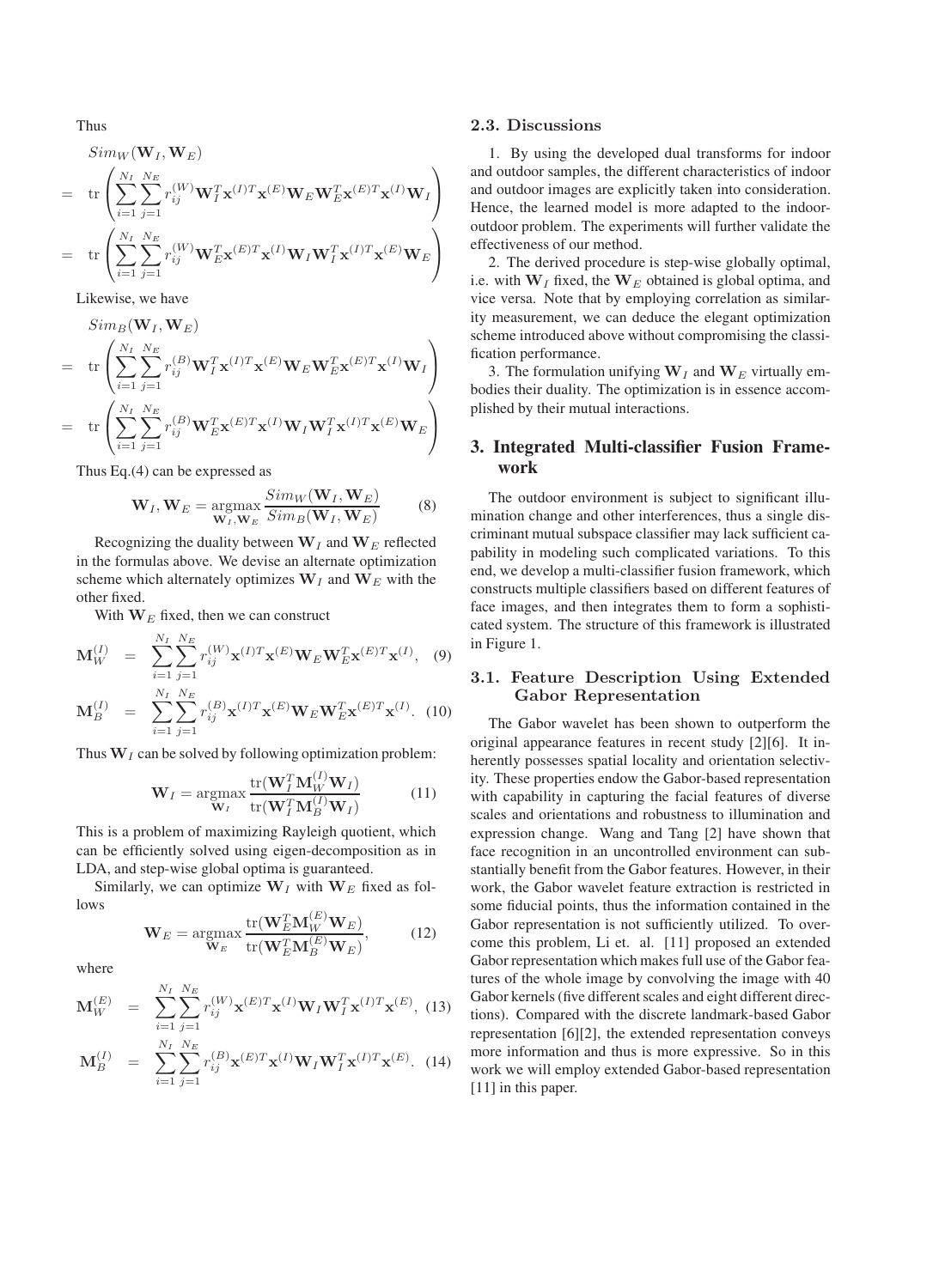Thus

$$
\begin{aligned}
& Sim_W(\mathbf{W}_I, \mathbf{W}_E) \\
= & \ \text{tr}\left(\sum_{i=1}^{N_I}\sum_{j=1}^{N_E} r_{ij}^{(W)} \mathbf{W}_I^T \mathbf{x}^{(I)T}\mathbf{x}^{(E)}\mathbf{W}_E\mathbf{W}_E^T\mathbf{x}^{(E)T}\mathbf{x}^{(I)}\mathbf{W}_I\right) \\
= & \ \text{tr}\left(\sum_{i=1}^{N_I}\sum_{j=1}^{N_E} r_{ij}^{(W)} \mathbf{W}_E^T \mathbf{x}^{(E)T}\mathbf{x}^{(I)}\mathbf{W}_I\mathbf{W}_I^T\mathbf{x}^{(I)T}\mathbf{x}^{(E)}\mathbf{W}_E\right)
\end{aligned}
$$

Likewise, we have

$$
\begin{aligned}
& Sim_B(\mathbf{W}_I, \mathbf{W}_E) \\
= & \ \text{tr}\left(\sum_{i=1}^{N_I}\sum_{j=1}^{N_E} r_{ij}^{(B)} \mathbf{W}_I^T \mathbf{x}^{(I)T}\mathbf{x}^{(E)}\mathbf{W}_E\mathbf{W}_E^T\mathbf{x}^{(E)T}\mathbf{x}^{(I)}\mathbf{W}_I\right) \\
= & \ \text{tr}\left(\sum_{i=1}^{N_I}\sum_{j=1}^{N_E} r_{ij}^{(B)} \mathbf{W}_E^T \mathbf{x}^{(E)T}\mathbf{x}^{(I)}\mathbf{W}_I\mathbf{W}_I^T\mathbf{x}^{(I)T}\mathbf{x}^{(E)}\mathbf{W}_E\right)
\end{aligned}
$$

Thus Eq.(4) can be expressed as

$$
\mathbf{W}_I, \mathbf{W}_E = \underset{\mathbf{W}_I, \mathbf{W}_E}{\text{argmax}} \frac{Sim_W(\mathbf{W}_I, \mathbf{W}_E)}{Sim_B(\mathbf{W}_I, \mathbf{W}_E)} \tag{8}
$$

Recognizing the duality between $\mathbf{W}_I$ and $\mathbf{W}_E$ reflected in the formulas above. We devise an alternate optimization scheme which alternately optimizes $\mathbf{W}_I$ and $\mathbf{W}_E$ with the other fixed.

With $\mathbf{W}_E$ fixed, then we can construct

$$
\mathbf{M}_W^{(I)} = \sum_{i=1}^{N_I}\sum_{j=1}^{N_E} r_{ij}^{(W)} \mathbf{x}^{(I)T}\mathbf{x}^{(E)}\mathbf{W}_E\mathbf{W}_E^T\mathbf{x}^{(E)T}\mathbf{x}^{(I)}, \tag{9}
$$

$$
\mathbf{M}_B^{(I)} = \sum_{i=1}^{N_I}\sum_{j=1}^{N_E} r_{ij}^{(B)} \mathbf{x}^{(I)T}\mathbf{x}^{(E)}\mathbf{W}_E\mathbf{W}_E^T\mathbf{x}^{(E)T}\mathbf{x}^{(I)}. \tag{10}
$$

Thus $\mathbf{W}_I$ can be solved by following optimization problem:

$$
\mathbf{W}_I = \underset{\mathbf{W}_I}{\text{argmax}} \frac{\text{tr}(\mathbf{W}_I^T\mathbf{M}_W^{(I)}\mathbf{W}_I)}{\text{tr}(\mathbf{W}_I^T\mathbf{M}_B^{(I)}\mathbf{W}_I)} \tag{11}
$$

This is a problem of maximizing Rayleigh quotient, which can be efficiently solved using eigen-decomposition as in LDA, and step-wise global optima is guaranteed.

Similarly, we can optimize $\mathbf{W}_I$ with $\mathbf{W}_E$ fixed as follows

$$
\mathbf{W}_E = \underset{\mathbf{W}_E}{\text{argmax}} \frac{\text{tr}(\mathbf{W}_E^T\mathbf{M}_W^{(E)}\mathbf{W}_E)}{\text{tr}(\mathbf{W}_E^T\mathbf{M}_B^{(E)}\mathbf{W}_E)}, \tag{12}
$$

where

$$
\mathbf{M}_W^{(E)} = \sum_{i=1}^{N_I}\sum_{j=1}^{N_E} r_{ij}^{(W)} \mathbf{x}^{(E)T}\mathbf{x}^{(I)}\mathbf{W}_I\mathbf{W}_I^T\mathbf{x}^{(I)T}\mathbf{x}^{(E)}, \tag{13}
$$

$$
\mathbf{M}_B^{(I)} = \sum_{i=1}^{N_I}\sum_{j=1}^{N_E} r_{ij}^{(B)} \mathbf{x}^{(E)T}\mathbf{x}^{(I)}\mathbf{W}_I\mathbf{W}_I^T\mathbf{x}^{(I)T}\mathbf{x}^{(E)}. \tag{14}
$$

### 2.3. Discussions

1. By using the developed dual transforms for indoor and outdoor samples, the different characteristics of indoor and outdoor images are explicitly taken into consideration. Hence, the learned model is more adapted to the indoor-outdoor problem. The experiments will further validate the effectiveness of our method.

2. The derived procedure is step-wise globally optimal, i.e. with $\mathbf{W}_I$ fixed, the $\mathbf{W}_E$ obtained is global optima, and vice versa. Note that by employing correlation as similarity measurement, we can deduce the elegant optimization scheme introduced above without compromising the classification performance.

3. The formulation unifying $\mathbf{W}_I$ and $\mathbf{W}_E$ virtually embodies their duality. The optimization is in essence accomplished by their mutual interactions.

## 3. Integrated Multi-classifier Fusion Framework

The outdoor environment is subject to significant illumination change and other interferences, thus a single discriminant mutual subspace classifier may lack sufficient capability in modeling such complicated variations. To this end, we develop a multi-classifier fusion framework, which constructs multiple classifiers based on different features of face images, and then integrates them to form a sophisticated system. The structure of this framework is illustrated in Figure 1.

### 3.1. Feature Description Using Extended Gabor Representation

The Gabor wavelet has been shown to outperform the original appearance features in recent study [2][6]. It inherently possesses spatial locality and orientation selectivity. These properties endow the Gabor-based representation with capability in capturing the facial features of diverse scales and orientations and robustness to illumination and expression change. Wang and Tang [2] have shown that face recognition in an uncontrolled environment can substantially benefit from the Gabor features. However, in their work, the Gabor wavelet feature extraction is restricted in some fiducial points, thus the information contained in the Gabor representation is not sufficiently utilized. To overcome this problem, Li et. al. [11] proposed an extended Gabor representation which makes full use of the Gabor features of the whole image by convolving the image with 40 Gabor kernels (five different scales and eight different directions). Compared with the discrete landmark-based Gabor representation [6][2], the extended representation conveys more information and thus is more expressive. So in this work we will employ extended Gabor-based representation [11] in this paper.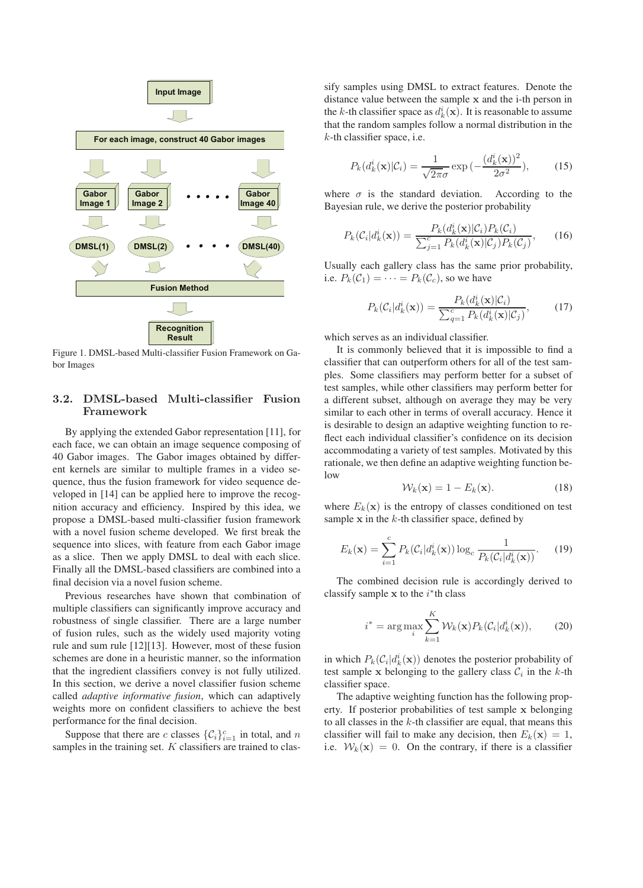Figure 1. DMSL-based Multi-classifier Fusion Framework on Gabor Images

### 3.2. DMSL-based Multi-classifier Fusion Framework

By applying the extended Gabor representation [11], for each face, we can obtain an image sequence composing of 40 Gabor images. The Gabor images obtained by different kernels are similar to multiple frames in a video sequence, thus the fusion framework for video sequence developed in [14] can be applied here to improve the recognition accuracy and efficiency. Inspired by this idea, we propose a DMSL-based multi-classifier fusion framework with a novel fusion scheme developed. We first break the sequence into slices, with feature from each Gabor image as a slice. Then we apply DMSL to deal with each slice. Finally all the DMSL-based classifiers are combined into a final decision via a novel fusion scheme.

Previous researches have shown that combination of multiple classifiers can significantly improve accuracy and robustness of single classifier. There are a large number of fusion rules, such as the widely used majority voting rule and sum rule [12][13]. However, most of these fusion schemes are done in a heuristic manner, so the information that the ingredient classifiers convey is not fully utilized. In this section, we derive a novel classifier fusion scheme called *adaptive informative fusion*, which can adaptively weights more on confident classifiers to achieve the best performance for the final decision.

Suppose that there are $c$ classes $\{\mathcal{C}_i\}_{i=1}^c$ in total, and $n$ samples in the training set. $K$ classifiers are trained to classify samples using DMSL to extract features. Denote the distance value between the sample $\mathbf{x}$ and the i-th person in the $k$-th classifier space as $d_k^i(\mathbf{x})$. It is reasonable to assume that the random samples follow a normal distribution in the $k$-th classifier space, i.e.

$$P_k(d_k^i(\mathbf{x})|\mathcal{C}_i) = \frac{1}{\sqrt{2\pi}\sigma} \exp\left(-\frac{(d_k^i(\mathbf{x}))^2}{2\sigma^2}\right), \tag{15}$$

where $\sigma$ is the standard deviation. According to the Bayesian rule, we derive the posterior probability

$$P_k(\mathcal{C}_i|d_k^i(\mathbf{x})) = \frac{P_k(d_k^i(\mathbf{x})|\mathcal{C}_i)P_k(\mathcal{C}_i)}{\sum_{j=1}^c P_k(d_k^i(\mathbf{x})|\mathcal{C}_j)P_k(\mathcal{C}_j)}, \tag{16}$$

Usually each gallery class has the same prior probability, i.e. $P_k(\mathcal{C}_1) = \cdots = P_k(\mathcal{C}_c)$, so we have

$$P_k(\mathcal{C}_i|d_k^i(\mathbf{x})) = \frac{P_k(d_k^i(\mathbf{x})|\mathcal{C}_i)}{\sum_{q=1}^c P_k(d_k^i(\mathbf{x})|\mathcal{C}_j)}, \tag{17}$$

which serves as an individual classifier.

It is commonly believed that it is impossible to find a classifier that can outperform others for all of the test samples. Some classifiers may perform better for a subset of test samples, while other classifiers may perform better for a different subset, although on average they may be very similar to each other in terms of overall accuracy. Hence it is desirable to design an adaptive weighting function to reflect each individual classifier's confidence on its decision accommodating a variety of test samples. Motivated by this rationale, we then define an adaptive weighting function below

$$\mathcal{W}_k(\mathbf{x}) = 1 - E_k(\mathbf{x}). \tag{18}$$

where $E_k(\mathbf{x})$ is the entropy of classes conditioned on test sample $\mathbf{x}$ in the $k$-th classifier space, defined by

$$E_k(\mathbf{x}) = \sum_{i=1}^c P_k(\mathcal{C}_i|d_k^i(\mathbf{x})) \log_c \frac{1}{P_k(\mathcal{C}_i|d_k^i(\mathbf{x}))}. \tag{19}$$

The combined decision rule is accordingly derived to classify sample $\mathbf{x}$ to the $i^*$th class

$$i^* = \arg\max_i \sum_{k=1}^K \mathcal{W}_k(\mathbf{x}) P_k(\mathcal{C}_i|d_k^i(\mathbf{x})), \tag{20}$$

in which $P_k(\mathcal{C}_i|d_k^i(\mathbf{x}))$ denotes the posterior probability of test sample $\mathbf{x}$ belonging to the gallery class $\mathcal{C}_i$ in the $k$-th classifier space.

The adaptive weighting function has the following property. If posterior probabilities of test sample $\mathbf{x}$ belonging to all classes in the $k$-th classifier are equal, that means this classifier will fail to make any decision, then $E_k(\mathbf{x}) = 1$, i.e. $\mathcal{W}_k(\mathbf{x}) = 0$. On the contrary, if there is a classifier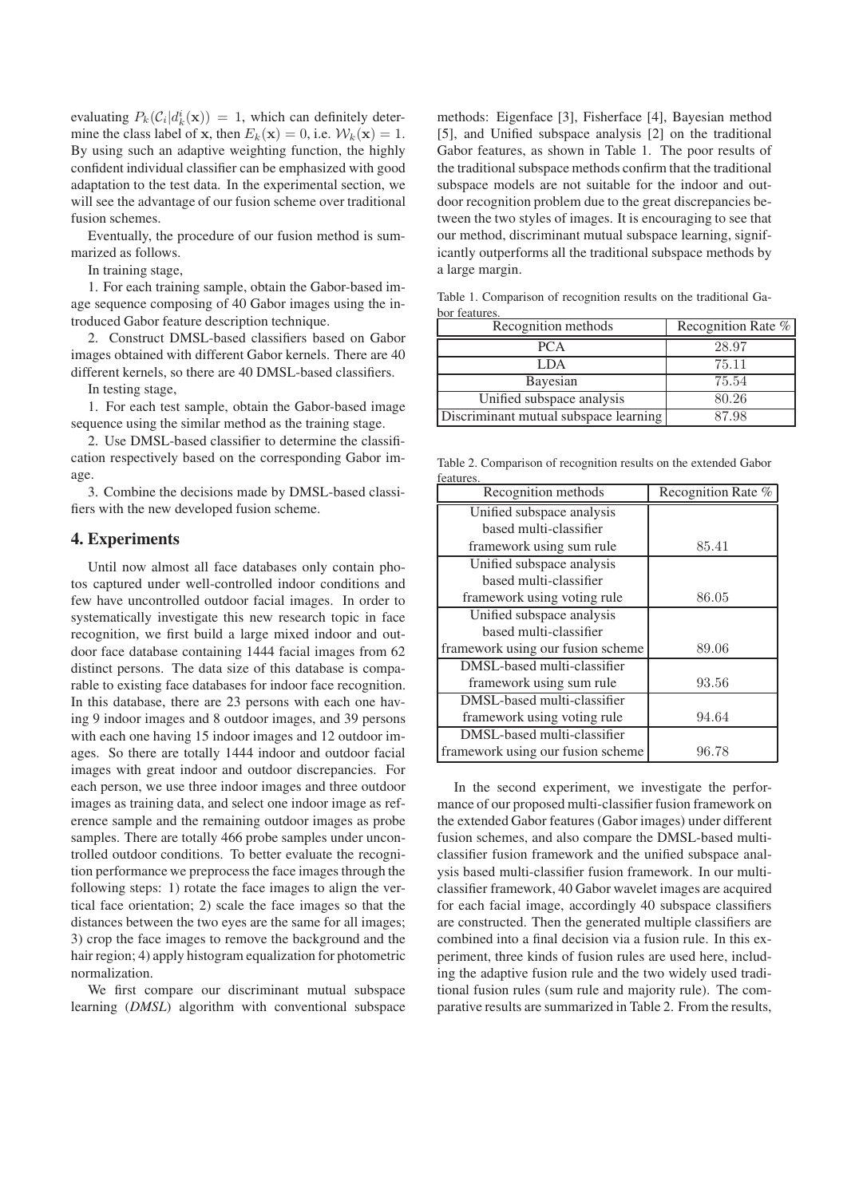evaluating $P_k(\mathcal{C}_i|d_k^i(\mathbf{x})) = 1$, which can definitely determine the class label of $\mathbf{x}$, then $E_k(\mathbf{x}) = 0$, i.e. $\mathcal{W}_k(\mathbf{x}) = 1$. By using such an adaptive weighting function, the highly confident individual classifier can be emphasized with good adaptation to the test data. In the experimental section, we will see the advantage of our fusion scheme over traditional fusion schemes.

Eventually, the procedure of our fusion method is summarized as follows.

In training stage,

1. For each training sample, obtain the Gabor-based image sequence composing of 40 Gabor images using the introduced Gabor feature description technique.

2. Construct DMSL-based classifiers based on Gabor images obtained with different Gabor kernels. There are 40 different kernels, so there are 40 DMSL-based classifiers.

In testing stage,

1. For each test sample, obtain the Gabor-based image sequence using the similar method as the training stage.

2. Use DMSL-based classifier to determine the classification respectively based on the corresponding Gabor image.

3. Combine the decisions made by DMSL-based classifiers with the new developed fusion scheme.

## 4. Experiments

Until now almost all face databases only contain photos captured under well-controlled indoor conditions and few have uncontrolled outdoor facial images. In order to systematically investigate this new research topic in face recognition, we first build a large mixed indoor and outdoor face database containing 1444 facial images from 62 distinct persons. The data size of this database is comparable to existing face databases for indoor face recognition. In this database, there are 23 persons with each one having 9 indoor images and 8 outdoor images, and 39 persons with each one having 15 indoor images and 12 outdoor images. So there are totally 1444 indoor and outdoor facial images with great indoor and outdoor discrepancies. For each person, we use three indoor images and three outdoor images as training data, and select one indoor image as reference sample and the remaining outdoor images as probe samples. There are totally 466 probe samples under uncontrolled outdoor conditions. To better evaluate the recognition performance we preprocess the face images through the following steps: 1) rotate the face images to align the vertical face orientation; 2) scale the face images so that the distances between the two eyes are the same for all images; 3) crop the face images to remove the background and the hair region; 4) apply histogram equalization for photometric normalization.

We first compare our discriminant mutual subspace learning (*DMSL*) algorithm with conventional subspace methods: Eigenface [3], Fisherface [4], Bayesian method [5], and Unified subspace analysis [2] on the traditional Gabor features, as shown in Table 1. The poor results of the traditional subspace methods confirm that the traditional subspace models are not suitable for the indoor and outdoor recognition problem due to the great discrepancies between the two styles of images. It is encouraging to see that our method, discriminant mutual subspace learning, significantly outperforms all the traditional subspace methods by a large margin.

Table 1. Comparison of recognition results on the traditional Gabor features.

| Recognition methods | Recognition Rate % |
|---|---|
| PCA | 28.97 |
| LDA | 75.11 |
| Bayesian | 75.54 |
| Unified subspace analysis | 80.26 |
| Discriminant mutual subspace learning | 87.98 |

Table 2. Comparison of recognition results on the extended Gabor features.

| Recognition methods | Recognition Rate % |
|---|---|
| Unified subspace analysis based multi-classifier framework using sum rule | 85.41 |
| Unified subspace analysis based multi-classifier framework using voting rule | 86.05 |
| Unified subspace analysis based multi-classifier framework using our fusion scheme | 89.06 |
| DMSL-based multi-classifier framework using sum rule | 93.56 |
| DMSL-based multi-classifier framework using voting rule | 94.64 |
| DMSL-based multi-classifier framework using our fusion scheme | 96.78 |

In the second experiment, we investigate the performance of our proposed multi-classifier fusion framework on the extended Gabor features (Gabor images) under different fusion schemes, and also compare the DMSL-based multi-classifier fusion framework and the unified subspace analysis based multi-classifier fusion framework. In our multi-classifier framework, 40 Gabor wavelet images are acquired for each facial image, accordingly 40 subspace classifiers are constructed. Then the generated multiple classifiers are combined into a final decision via a fusion rule. In this experiment, three kinds of fusion rules are used here, including the adaptive fusion rule and the two widely used traditional fusion rules (sum rule and majority rule). The comparative results are summarized in Table 2. From the results,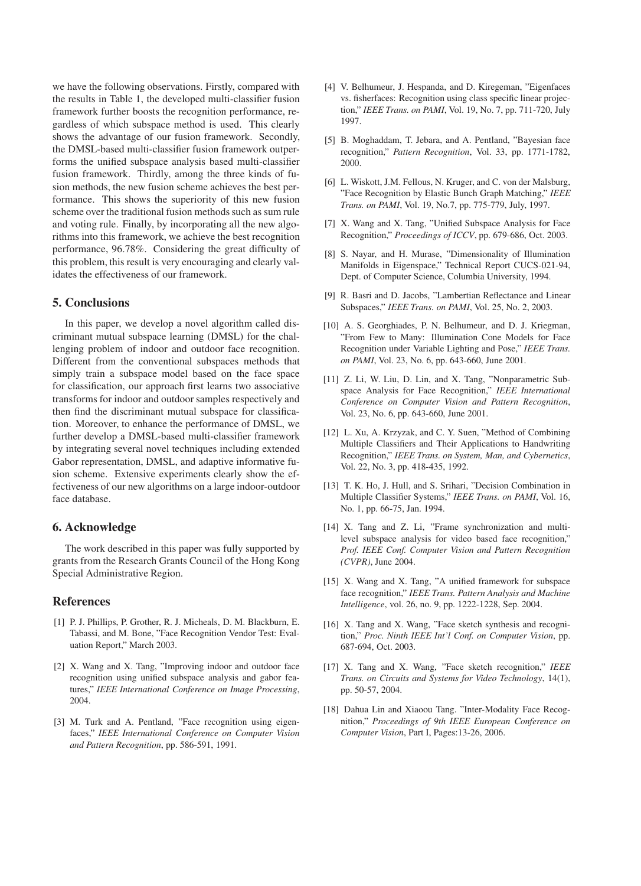we have the following observations. Firstly, compared with the results in Table 1, the developed multi-classifier fusion framework further boosts the recognition performance, regardless of which subspace method is used. This clearly shows the advantage of our fusion framework. Secondly, the DMSL-based multi-classifier fusion framework outperforms the unified subspace analysis based multi-classifier fusion framework. Thirdly, among the three kinds of fusion methods, the new fusion scheme achieves the best performance. This shows the superiority of this new fusion scheme over the traditional fusion methods such as sum rule and voting rule. Finally, by incorporating all the new algorithms into this framework, we achieve the best recognition performance, 96.78%. Considering the great difficulty of this problem, this result is very encouraging and clearly validates the effectiveness of our framework.

## 5. Conclusions

In this paper, we develop a novel algorithm called discriminant mutual subspace learning (DMSL) for the challenging problem of indoor and outdoor face recognition. Different from the conventional subspaces methods that simply train a subspace model based on the face space for classification, our approach first learns two associative transforms for indoor and outdoor samples respectively and then find the discriminant mutual subspace for classification. Moreover, to enhance the performance of DMSL, we further develop a DMSL-based multi-classifier framework by integrating several novel techniques including extended Gabor representation, DMSL, and adaptive informative fusion scheme. Extensive experiments clearly show the effectiveness of our new algorithms on a large indoor-outdoor face database.

## 6. Acknowledge

The work described in this paper was fully supported by grants from the Research Grants Council of the Hong Kong Special Administrative Region.

## References

[1] P. J. Phillips, P. Grother, R. J. Micheals, D. M. Blackburn, E. Tabassi, and M. Bone, "Face Recognition Vendor Test: Evaluation Report," March 2003.

[2] X. Wang and X. Tang, "Improving indoor and outdoor face recognition using unified subspace analysis and gabor features," *IEEE International Conference on Image Processing*, 2004.

[3] M. Turk and A. Pentland, "Face recognition using eigenfaces," *IEEE International Conference on Computer Vision and Pattern Recognition*, pp. 586-591, 1991.

[4] V. Belhumeur, J. Hespanda, and D. Kiregeman, "Eigenfaces vs. fisherfaces: Recognition using class specific linear projection," *IEEE Trans. on PAMI*, Vol. 19, No. 7, pp. 711-720, July 1997.

[5] B. Moghaddam, T. Jebara, and A. Pentland, "Bayesian face recognition," *Pattern Recognition*, Vol. 33, pp. 1771-1782, 2000.

[6] L. Wiskott, J.M. Fellous, N. Kruger, and C. von der Malsburg, "Face Recognition by Elastic Bunch Graph Matching," *IEEE Trans. on PAMI*, Vol. 19, No.7, pp. 775-779, July, 1997.

[7] X. Wang and X. Tang, "Unified Subspace Analysis for Face Recognition," *Proceedings of ICCV*, pp. 679-686, Oct. 2003.

[8] S. Nayar, and H. Murase, "Dimensionality of Illumination Manifolds in Eigenspace," Technical Report CUCS-021-94, Dept. of Computer Science, Columbia University, 1994.

[9] R. Basri and D. Jacobs, "Lambertian Reflectance and Linear Subspaces," *IEEE Trans. on PAMI*, Vol. 25, No. 2, 2003.

[10] A. S. Georghiades, P. N. Belhumeur, and D. J. Kriegman, "From Few to Many: Illumination Cone Models for Face Recognition under Variable Lighting and Pose," *IEEE Trans. on PAMI*, Vol. 23, No. 6, pp. 643-660, June 2001.

[11] Z. Li, W. Liu, D. Lin, and X. Tang, "Nonparametric Subspace Analysis for Face Recognition," *IEEE International Conference on Computer Vision and Pattern Recognition*, Vol. 23, No. 6, pp. 643-660, June 2001.

[12] L. Xu, A. Krzyzak, and C. Y. Suen, "Method of Combining Multiple Classifiers and Their Applications to Handwriting Recognition," *IEEE Trans. on System, Man, and Cybernetics*, Vol. 22, No. 3, pp. 418-435, 1992.

[13] T. K. Ho, J. Hull, and S. Srihari, "Decision Combination in Multiple Classifier Systems," *IEEE Trans. on PAMI*, Vol. 16, No. 1, pp. 66-75, Jan. 1994.

[14] X. Tang and Z. Li, "Frame synchronization and multi-level subspace analysis for video based face recognition," *Prof. IEEE Conf. Computer Vision and Pattern Recognition (CVPR)*, June 2004.

[15] X. Wang and X. Tang, "A unified framework for subspace face recognition," *IEEE Trans. Pattern Analysis and Machine Intelligence*, vol. 26, no. 9, pp. 1222-1228, Sep. 2004.

[16] X. Tang and X. Wang, "Face sketch synthesis and recognition," *Proc. Ninth IEEE Int'l Conf. on Computer Vision*, pp. 687-694, Oct. 2003.

[17] X. Tang and X. Wang, "Face sketch recognition," *IEEE Trans. on Circuits and Systems for Video Technology*, 14(1), pp. 50-57, 2004.

[18] Dahua Lin and Xiaoou Tang. "Inter-Modality Face Recognition," *Proceedings of 9th IEEE European Conference on Computer Vision*, Part I, Pages:13-26, 2006.